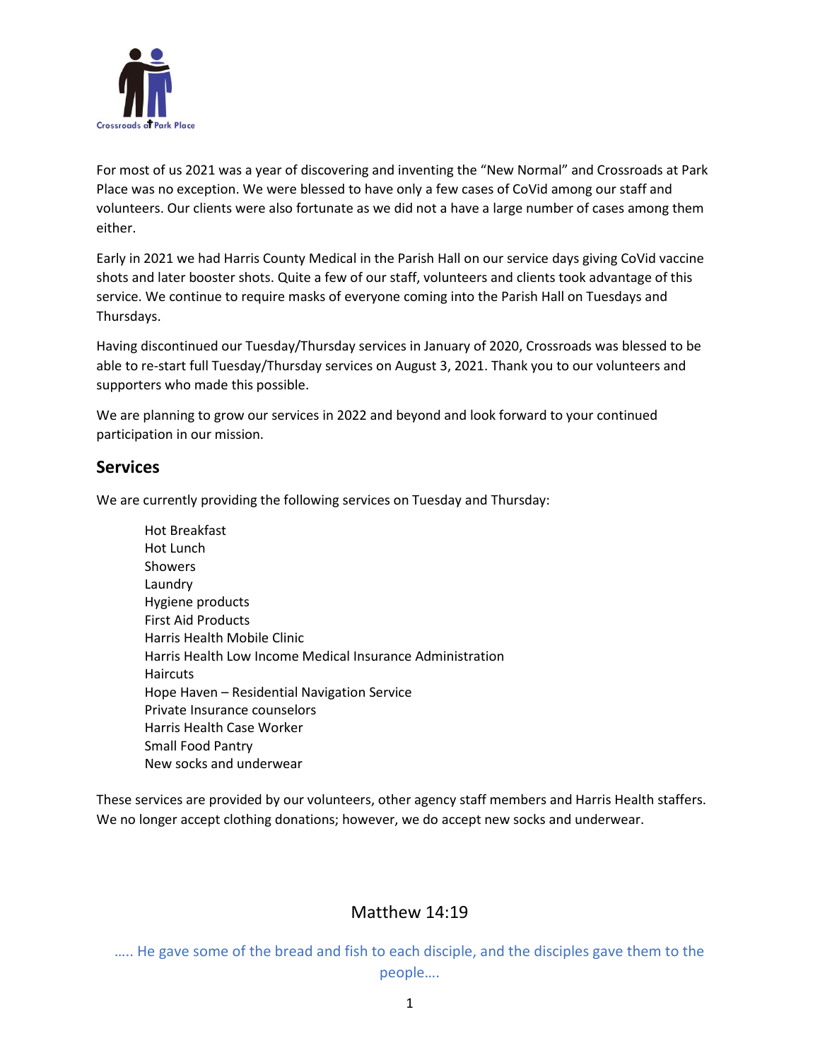Crossroads at Park Place

For most of us 2021 was a year of discovering and inventing the "New Normal" and Crossroads at Park Place was no exception. We were blessed to have only a few cases of CoVid among our staff and volunteers. Our clients were also fortunate as we did not a have a large number of cases among them either.

Early in 2021 we had Harris County Medical in the Parish Hall on our service days giving CoVid vaccine shots and later booster shots. Quite a few of our staff, volunteers and clients took advantage of this service. We continue to require masks of everyone coming into the Parish Hall on Tuesdays and Thursdays.

Having discontinued our Tuesday/Thursday services in January of 2020, Crossroads was blessed to be able to re-start full Tuesday/Thursday services on August 3, 2021. Thank you to our volunteers and supporters who made this possible.

We are planning to grow our services in 2022 and beyond and look forward to your continued participation in our mission.

## Services

We are currently providing the following services on Tuesday and Thursday:

- Hot Breakfast
- Hot Lunch
- Showers
- Laundry
- Hygiene products
- First Aid Products
- Harris Health Mobile Clinic
- Harris Health Low Income Medical Insurance Administration
- Haircuts
- Hope Haven – Residential Navigation Service
- Private Insurance counselors
- Harris Health Case Worker
- Small Food Pantry
- New socks and underwear

These services are provided by our volunteers, other agency staff members and Harris Health staffers. We no longer accept clothing donations; however, we do accept new socks and underwear.

### Matthew 14:19

….. He gave some of the bread and fish to each disciple, and the disciples gave them to the people….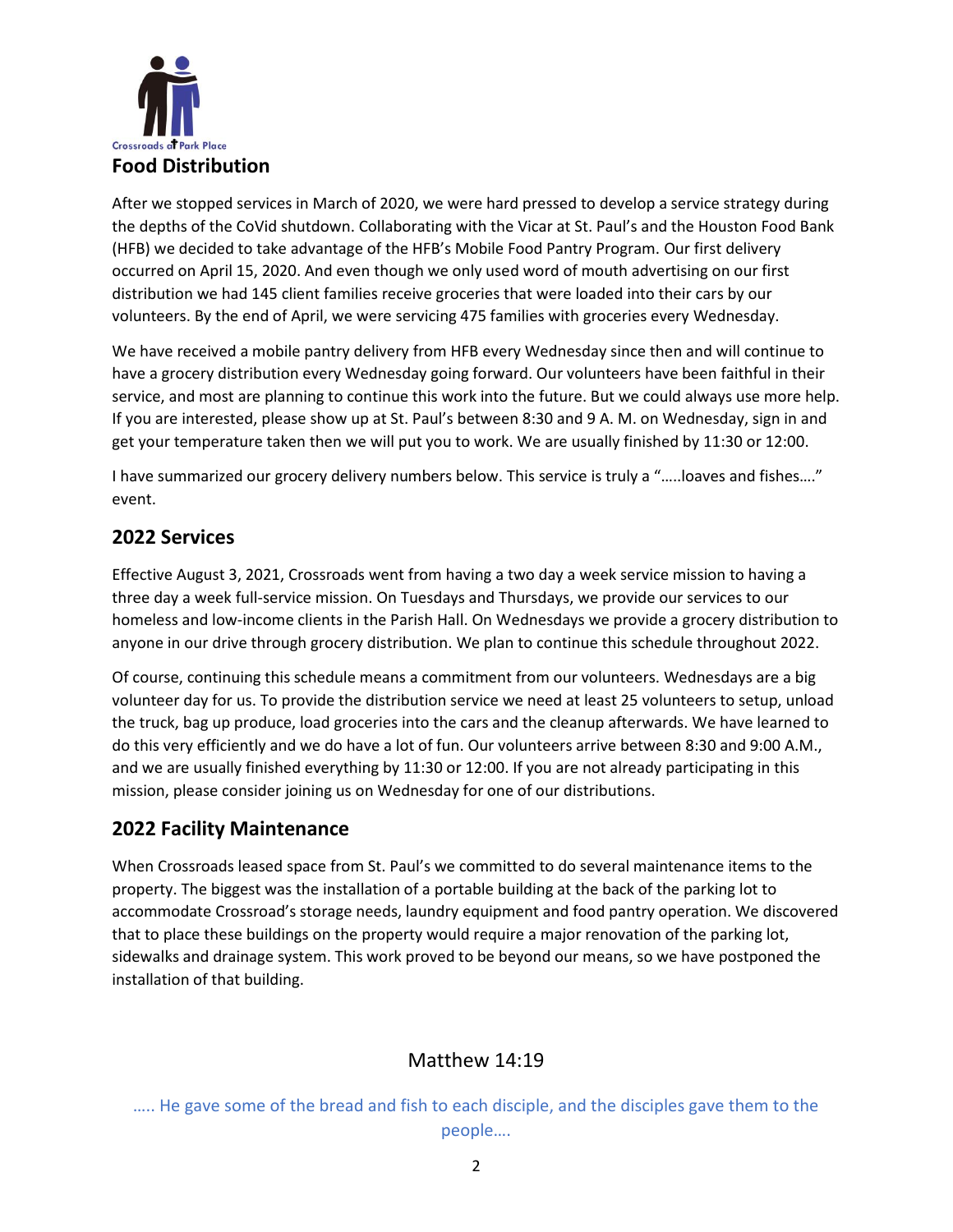Crossroads at Park Place

## Food Distribution

After we stopped services in March of 2020, we were hard pressed to develop a service strategy during the depths of the CoVid shutdown. Collaborating with the Vicar at St. Paul's and the Houston Food Bank (HFB) we decided to take advantage of the HFB's Mobile Food Pantry Program. Our first delivery occurred on April 15, 2020. And even though we only used word of mouth advertising on our first distribution we had 145 client families receive groceries that were loaded into their cars by our volunteers. By the end of April, we were servicing 475 families with groceries every Wednesday.

We have received a mobile pantry delivery from HFB every Wednesday since then and will continue to have a grocery distribution every Wednesday going forward. Our volunteers have been faithful in their service, and most are planning to continue this work into the future. But we could always use more help. If you are interested, please show up at St. Paul's between 8:30 and 9 A. M. on Wednesday, sign in and get your temperature taken then we will put you to work. We are usually finished by 11:30 or 12:00.

I have summarized our grocery delivery numbers below. This service is truly a "…..loaves and fishes…." event.

## 2022 Services

Effective August 3, 2021, Crossroads went from having a two day a week service mission to having a three day a week full-service mission. On Tuesdays and Thursdays, we provide our services to our homeless and low-income clients in the Parish Hall. On Wednesdays we provide a grocery distribution to anyone in our drive through grocery distribution. We plan to continue this schedule throughout 2022.

Of course, continuing this schedule means a commitment from our volunteers. Wednesdays are a big volunteer day for us. To provide the distribution service we need at least 25 volunteers to setup, unload the truck, bag up produce, load groceries into the cars and the cleanup afterwards. We have learned to do this very efficiently and we do have a lot of fun. Our volunteers arrive between 8:30 and 9:00 A.M., and we are usually finished everything by 11:30 or 12:00. If you are not already participating in this mission, please consider joining us on Wednesday for one of our distributions.

## 2022 Facility Maintenance

When Crossroads leased space from St. Paul's we committed to do several maintenance items to the property. The biggest was the installation of a portable building at the back of the parking lot to accommodate Crossroad's storage needs, laundry equipment and food pantry operation. We discovered that to place these buildings on the property would require a major renovation of the parking lot, sidewalks and drainage system. This work proved to be beyond our means, so we have postponed the installation of that building.

Matthew 14:19

….. He gave some of the bread and fish to each disciple, and the disciples gave them to the people….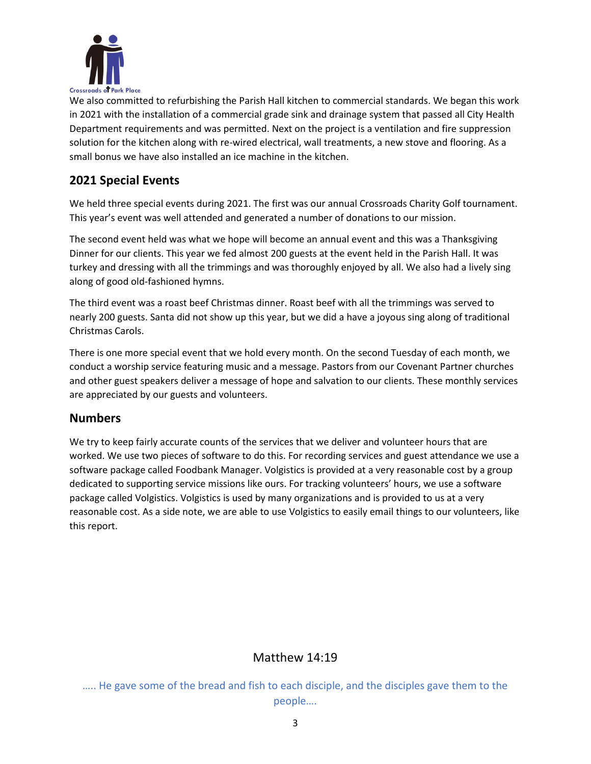We also committed to refurbishing the Parish Hall kitchen to commercial standards. We began this work in 2021 with the installation of a commercial grade sink and drainage system that passed all City Health Department requirements and was permitted. Next on the project is a ventilation and fire suppression solution for the kitchen along with re-wired electrical, wall treatments, a new stove and flooring. As a small bonus we have also installed an ice machine in the kitchen.

## 2021 Special Events

We held three special events during 2021. The first was our annual Crossroads Charity Golf tournament. This year's event was well attended and generated a number of donations to our mission.

The second event held was what we hope will become an annual event and this was a Thanksgiving Dinner for our clients. This year we fed almost 200 guests at the event held in the Parish Hall. It was turkey and dressing with all the trimmings and was thoroughly enjoyed by all. We also had a lively sing along of good old-fashioned hymns.

The third event was a roast beef Christmas dinner. Roast beef with all the trimmings was served to nearly 200 guests. Santa did not show up this year, but we did a have a joyous sing along of traditional Christmas Carols.

There is one more special event that we hold every month. On the second Tuesday of each month, we conduct a worship service featuring music and a message. Pastors from our Covenant Partner churches and other guest speakers deliver a message of hope and salvation to our clients. These monthly services are appreciated by our guests and volunteers.

## Numbers

We try to keep fairly accurate counts of the services that we deliver and volunteer hours that are worked. We use two pieces of software to do this. For recording services and guest attendance we use a software package called Foodbank Manager. Volgistics is provided at a very reasonable cost by a group dedicated to supporting service missions like ours. For tracking volunteers' hours, we use a software package called Volgistics. Volgistics is used by many organizations and is provided to us at a very reasonable cost. As a side note, we are able to use Volgistics to easily email things to our volunteers, like this report.

Matthew 14:19

….. He gave some of the bread and fish to each disciple, and the disciples gave them to the people….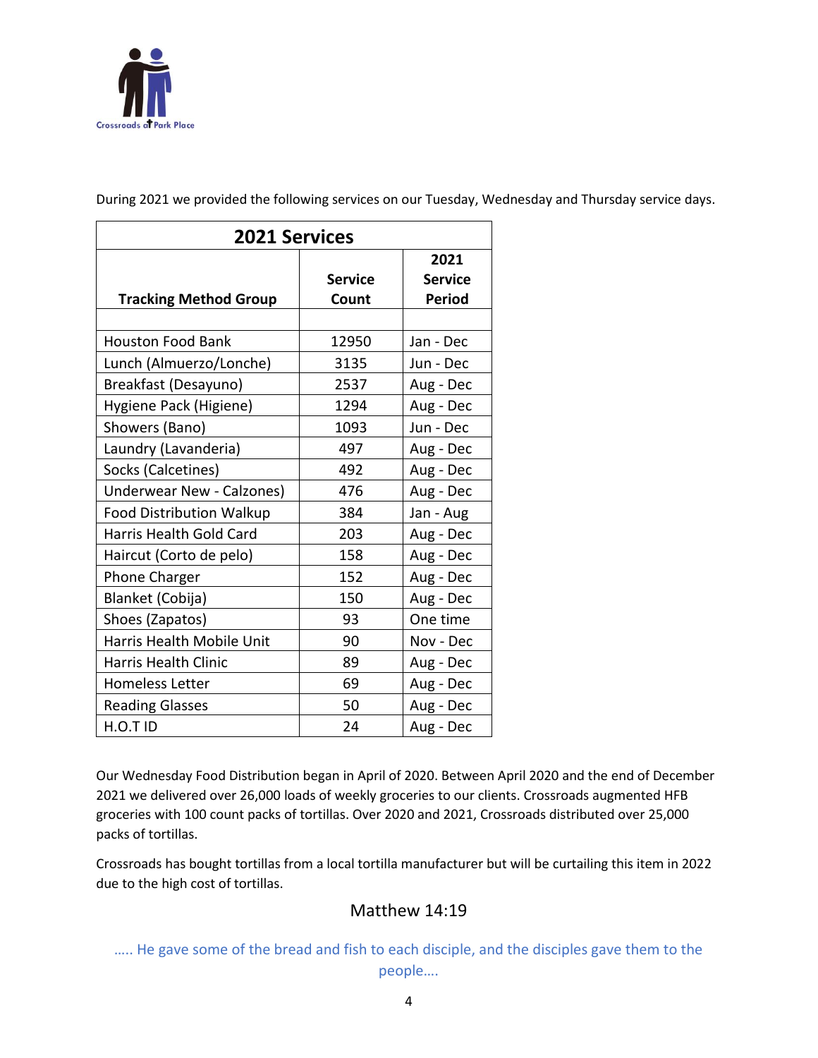Crossroads at Park Place

During 2021 we provided the following services on our Tuesday, Wednesday and Thursday service days.

| **2021 Services** | | |
|---|---|---|
| **Tracking Method Group** | **Service Count** | **2021 Service Period** |
| | | |
| Houston Food Bank | 12950 | Jan - Dec |
| Lunch (Almuerzo/Lonche) | 3135 | Jun - Dec |
| Breakfast (Desayuno) | 2537 | Aug - Dec |
| Hygiene Pack (Higiene) | 1294 | Aug - Dec |
| Showers (Bano) | 1093 | Jun - Dec |
| Laundry (Lavanderia) | 497 | Aug - Dec |
| Socks (Calcetines) | 492 | Aug - Dec |
| Underwear New - Calzones) | 476 | Aug - Dec |
| Food Distribution Walkup | 384 | Jan - Aug |
| Harris Health Gold Card | 203 | Aug - Dec |
| Haircut (Corto de pelo) | 158 | Aug - Dec |
| Phone Charger | 152 | Aug - Dec |
| Blanket (Cobija) | 150 | Aug - Dec |
| Shoes (Zapatos) | 93 | One time |
| Harris Health Mobile Unit | 90 | Nov - Dec |
| Harris Health Clinic | 89 | Aug - Dec |
| Homeless Letter | 69 | Aug - Dec |
| Reading Glasses | 50 | Aug - Dec |
| H.O.T ID | 24 | Aug - Dec |

Our Wednesday Food Distribution began in April of 2020. Between April 2020 and the end of December 2021 we delivered over 26,000 loads of weekly groceries to our clients. Crossroads augmented HFB groceries with 100 count packs of tortillas. Over 2020 and 2021, Crossroads distributed over 25,000 packs of tortillas.

Crossroads has bought tortillas from a local tortilla manufacturer but will be curtailing this item in 2022 due to the high cost of tortillas.

## Matthew 14:19

….. He gave some of the bread and fish to each disciple, and the disciples gave them to the people….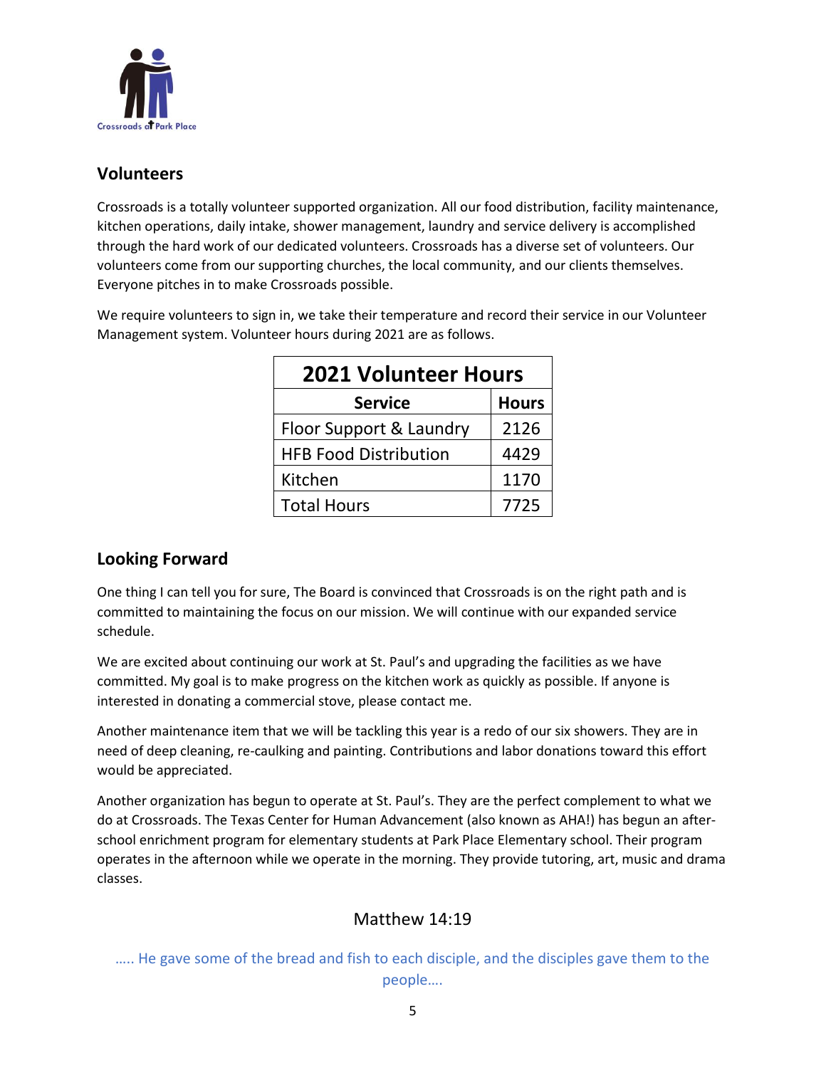## Volunteers

Crossroads is a totally volunteer supported organization. All our food distribution, facility maintenance, kitchen operations, daily intake, shower management, laundry and service delivery is accomplished through the hard work of our dedicated volunteers. Crossroads has a diverse set of volunteers. Our volunteers come from our supporting churches, the local community, and our clients themselves. Everyone pitches in to make Crossroads possible.

We require volunteers to sign in, we take their temperature and record their service in our Volunteer Management system. Volunteer hours during 2021 are as follows.

| 2021 Volunteer Hours | |
|---|---|
| **Service** | **Hours** |
| Floor Support & Laundry | 2126 |
| HFB Food Distribution | 4429 |
| Kitchen | 1170 |
| Total Hours | 7725 |

## Looking Forward

One thing I can tell you for sure, The Board is convinced that Crossroads is on the right path and is committed to maintaining the focus on our mission. We will continue with our expanded service schedule.

We are excited about continuing our work at St. Paul's and upgrading the facilities as we have committed. My goal is to make progress on the kitchen work as quickly as possible. If anyone is interested in donating a commercial stove, please contact me.

Another maintenance item that we will be tackling this year is a redo of our six showers. They are in need of deep cleaning, re-caulking and painting. Contributions and labor donations toward this effort would be appreciated.

Another organization has begun to operate at St. Paul's. They are the perfect complement to what we do at Crossroads. The Texas Center for Human Advancement (also known as AHA!) has begun an after-school enrichment program for elementary students at Park Place Elementary school. Their program operates in the afternoon while we operate in the morning. They provide tutoring, art, music and drama classes.

Matthew 14:19

….. He gave some of the bread and fish to each disciple, and the disciples gave them to the people….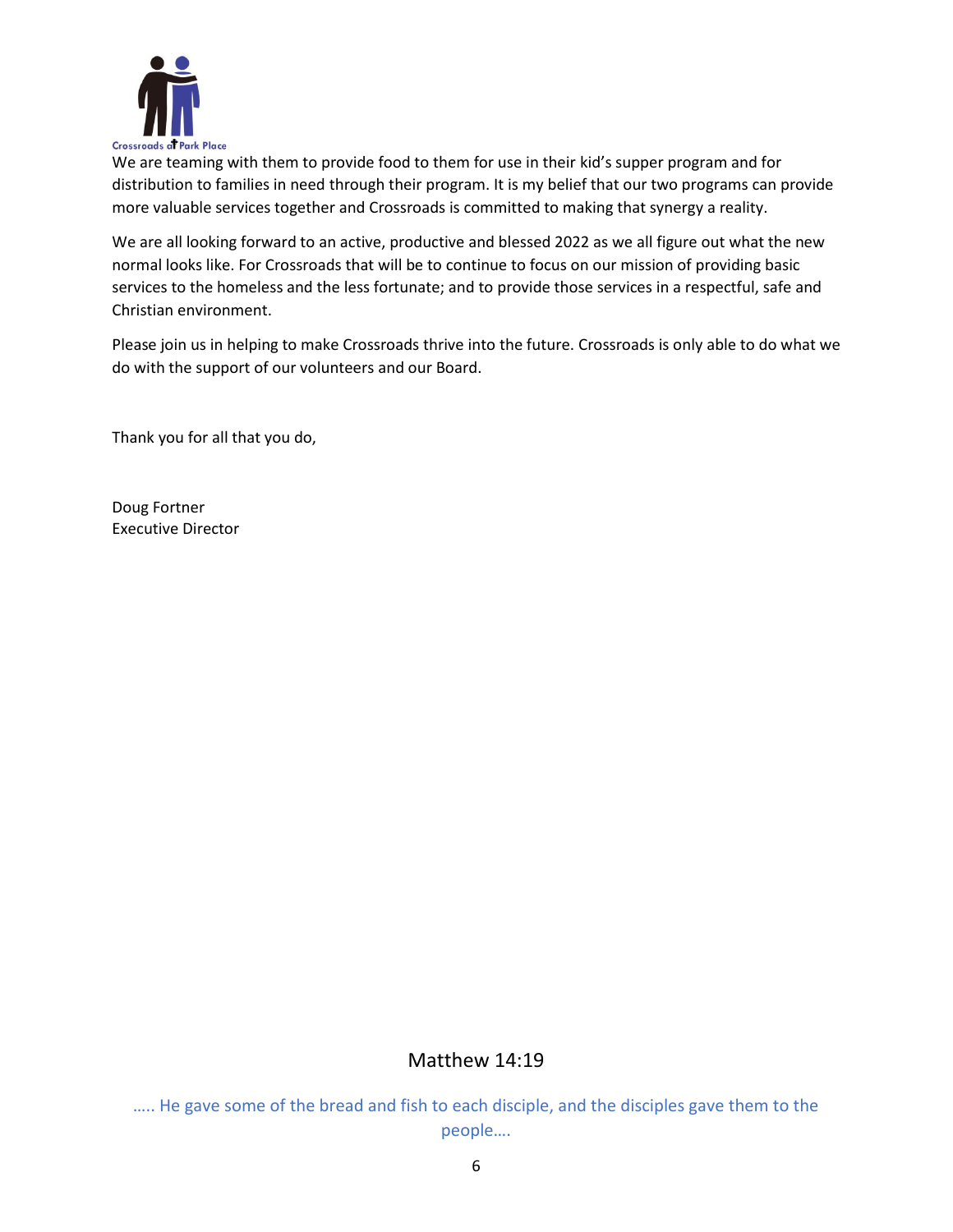We are teaming with them to provide food to them for use in their kid's supper program and for distribution to families in need through their program. It is my belief that our two programs can provide more valuable services together and Crossroads is committed to making that synergy a reality.

We are all looking forward to an active, productive and blessed 2022 as we all figure out what the new normal looks like. For Crossroads that will be to continue to focus on our mission of providing basic services to the homeless and the less fortunate; and to provide those services in a respectful, safe and Christian environment.

Please join us in helping to make Crossroads thrive into the future. Crossroads is only able to do what we do with the support of our volunteers and our Board.

Thank you for all that you do,

Doug Fortner
Executive Director

## Matthew 14:19

….. He gave some of the bread and fish to each disciple, and the disciples gave them to the people….